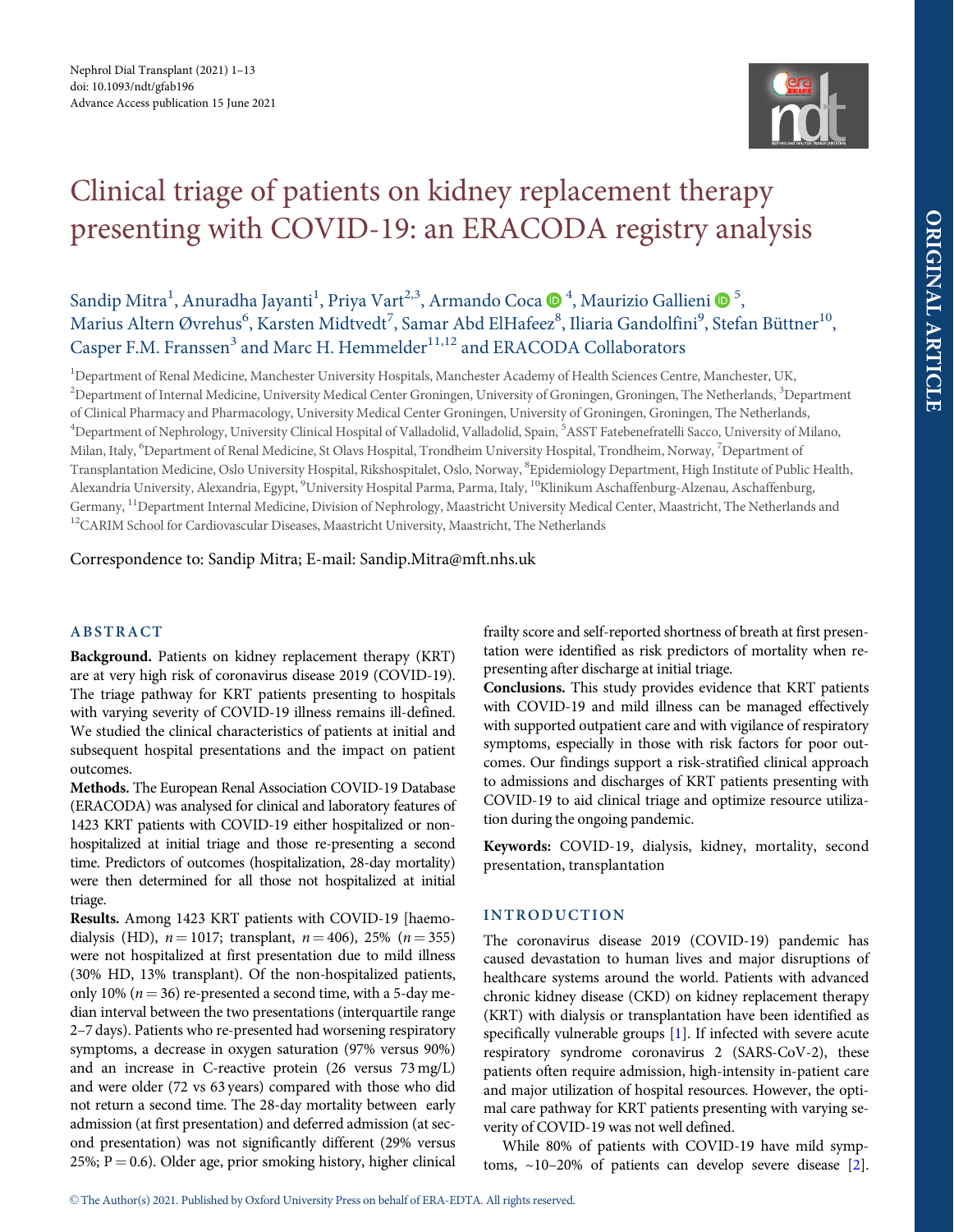# Clinical triage of patients on kidney replacement therapy presenting with COVID-19: an ERACODA registry analysis

Sandip Mitra[1], Anuradha Jayanti[1], Priya Vart[2,3], Armando Coca[4], Maurizio Gallieni[5], Marius Altern Øvrehus[6], Karsten Midtvedt[7], Samar Abd ElHafeez[8], Iliaria Gandolfini[9], Stefan Büttner[10], Casper F.M. Franssen[3] and Marc H. Hemmelder[11,12] and ERACODA Collaborators

[1]Department of Renal Medicine, Manchester University Hospitals, Manchester Academy of Health Sciences Centre, Manchester, UK, [2]Department of Internal Medicine, University Medical Center Groningen, University of Groningen, Groningen, The Netherlands, [3]Department of Clinical Pharmacy and Pharmacology, University Medical Center Groningen, University of Groningen, Groningen, The Netherlands, [4]Department of Nephrology, University Clinical Hospital of Valladolid, Valladolid, Spain, [5]ASST Fatebenefratelli Sacco, University of Milano, Milan, Italy, [6]Department of Renal Medicine, St Olavs Hospital, Trondheim University Hospital, Trondheim, Norway, [7]Department of Transplantation Medicine, Oslo University Hospital, Rikshospitalet, Oslo, Norway, [8]Epidemiology Department, High Institute of Public Health, Alexandria University, Alexandria, Egypt, [9]University Hospital Parma, Parma, Italy, [10]Klinikum Aschaffenburg-Alzenau, Aschaffenburg, Germany, [11]Department Internal Medicine, Division of Nephrology, Maastricht University Medical Center, Maastricht, The Netherlands and [12]CARIM School for Cardiovascular Diseases, Maastricht University, Maastricht, The Netherlands

Correspondence to: Sandip Mitra; E-mail: Sandip.Mitra@mft.nhs.uk

## ABSTRACT

**Background.** Patients on kidney replacement therapy (KRT) are at very high risk of coronavirus disease 2019 (COVID-19). The triage pathway for KRT patients presenting to hospitals with varying severity of COVID-19 illness remains ill-defined. We studied the clinical characteristics of patients at initial and subsequent hospital presentations and the impact on patient outcomes.

**Methods.** The European Renal Association COVID-19 Database (ERACODA) was analysed for clinical and laboratory features of 1423 KRT patients with COVID-19 either hospitalized or non-hospitalized at initial triage and those re-presenting a second time. Predictors of outcomes (hospitalization, 28-day mortality) were then determined for all those not hospitalized at initial triage.

**Results.** Among 1423 KRT patients with COVID-19 [haemodialysis (HD), *n* = 1017; transplant, *n* = 406), 25% (*n* = 355) were not hospitalized at first presentation due to mild illness (30% HD, 13% transplant). Of the non-hospitalized patients, only 10% (*n* = 36) re-presented a second time, with a 5-day median interval between the two presentations (interquartile range 2–7 days). Patients who re-presented had worsening respiratory symptoms, a decrease in oxygen saturation (97% versus 90%) and an increase in C-reactive protein (26 versus 73 mg/L) and were older (72 vs 63 years) compared with those who did not return a second time. The 28-day mortality between early admission (at first presentation) and deferred admission (at second presentation) was not significantly different (29% versus 25%; P = 0.6). Older age, prior smoking history, higher clinical frailty score and self-reported shortness of breath at first presentation were identified as risk predictors of mortality when re-presenting after discharge at initial triage.

**Conclusions.** This study provides evidence that KRT patients with COVID-19 and mild illness can be managed effectively with supported outpatient care and with vigilance of respiratory symptoms, especially in those with risk factors for poor outcomes. Our findings support a risk-stratified clinical approach to admissions and discharges of KRT patients presenting with COVID-19 to aid clinical triage and optimize resource utilization during the ongoing pandemic.

**Keywords:** COVID-19, dialysis, kidney, mortality, second presentation, transplantation

## INTRODUCTION

The coronavirus disease 2019 (COVID-19) pandemic has caused devastation to human lives and major disruptions of healthcare systems around the world. Patients with advanced chronic kidney disease (CKD) on kidney replacement therapy (KRT) with dialysis or transplantation have been identified as specifically vulnerable groups [1]. If infected with severe acute respiratory syndrome coronavirus 2 (SARS-CoV-2), these patients often require admission, high-intensity in-patient care and major utilization of hospital resources. However, the optimal care pathway for KRT patients presenting with varying severity of COVID-19 was not well defined.

While 80% of patients with COVID-19 have mild symptoms, ~10–20% of patients can develop severe disease [2].

© The Author(s) 2021. Published by Oxford University Press on behalf of ERA-EDTA. All rights reserved.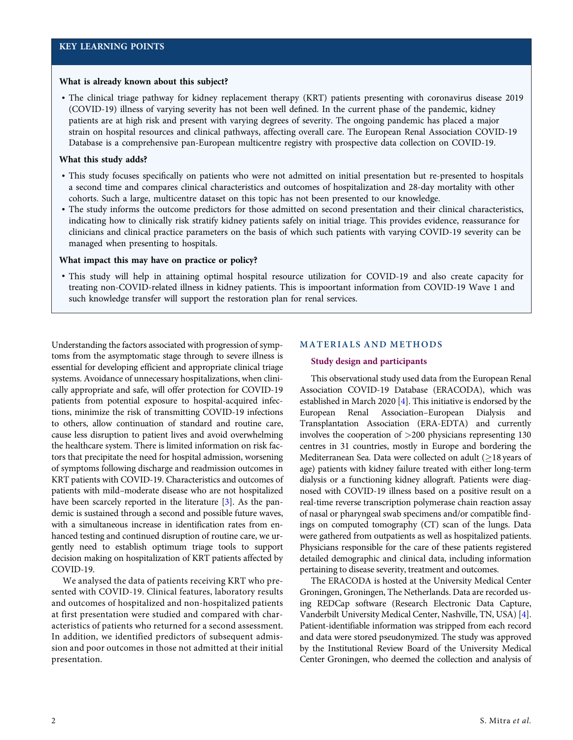## KEY LEARNING POINTS

**What is already known about this subject?**

- The clinical triage pathway for kidney replacement therapy (KRT) patients presenting with coronavirus disease 2019 (COVID-19) illness of varying severity has not been well defined. In the current phase of the pandemic, kidney patients are at high risk and present with varying degrees of severity. The ongoing pandemic has placed a major strain on hospital resources and clinical pathways, affecting overall care. The European Renal Association COVID-19 Database is a comprehensive pan-European multicentre registry with prospective data collection on COVID-19.

**What this study adds?**

- This study focuses specifically on patients who were not admitted on initial presentation but re-presented to hospitals a second time and compares clinical characteristics and outcomes of hospitalization and 28-day mortality with other cohorts. Such a large, multicentre dataset on this topic has not been presented to our knowledge.
- The study informs the outcome predictors for those admitted on second presentation and their clinical characteristics, indicating how to clinically risk stratify kidney patients safely on initial triage. This provides evidence, reassurance for clinicians and clinical practice parameters on the basis of which such patients with varying COVID-19 severity can be managed when presenting to hospitals.

**What impact this may have on practice or policy?**

- This study will help in attaining optimal hospital resource utilization for COVID-19 and also create capacity for treating non-COVID-related illness in kidney patients. This is impoortant information from COVID-19 Wave 1 and such knowledge transfer will support the restoration plan for renal services.

Understanding the factors associated with progression of symptoms from the asymptomatic stage through to severe illness is essential for developing efficient and appropriate clinical triage systems. Avoidance of unnecessary hospitalizations, when clinically appropriate and safe, will offer protection for COVID-19 patients from potential exposure to hospital-acquired infections, minimize the risk of transmitting COVID-19 infections to others, allow continuation of standard and routine care, cause less disruption to patient lives and avoid overwhelming the healthcare system. There is limited information on risk factors that precipitate the need for hospital admission, worsening of symptoms following discharge and readmission outcomes in KRT patients with COVID-19. Characteristics and outcomes of patients with mild–moderate disease who are not hospitalized have been scarcely reported in the literature [3]. As the pandemic is sustained through a second and possible future waves, with a simultaneous increase in identification rates from enhanced testing and continued disruption of routine care, we urgently need to establish optimum triage tools to support decision making on hospitalization of KRT patients affected by COVID-19.

We analysed the data of patients receiving KRT who presented with COVID-19. Clinical features, laboratory results and outcomes of hospitalized and non-hospitalized patients at first presentation were studied and compared with characteristics of patients who returned for a second assessment. In addition, we identified predictors of subsequent admission and poor outcomes in those not admitted at their initial presentation.

## MATERIALS AND METHODS

### Study design and participants

This observational study used data from the European Renal Association COVID-19 Database (ERACODA), which was established in March 2020 [4]. This initiative is endorsed by the European Renal Association–European Dialysis and Transplantation Association (ERA-EDTA) and currently involves the cooperation of >200 physicians representing 130 centres in 31 countries, mostly in Europe and bordering the Mediterranean Sea. Data were collected on adult (≥18 years of age) patients with kidney failure treated with either long-term dialysis or a functioning kidney allograft. Patients were diagnosed with COVID-19 illness based on a positive result on a real-time reverse transcription polymerase chain reaction assay of nasal or pharyngeal swab specimens and/or compatible findings on computed tomography (CT) scan of the lungs. Data were gathered from outpatients as well as hospitalized patients. Physicians responsible for the care of these patients registered detailed demographic and clinical data, including information pertaining to disease severity, treatment and outcomes.

The ERACODA is hosted at the University Medical Center Groningen, Groningen, The Netherlands. Data are recorded using REDCap software (Research Electronic Data Capture, Vanderbilt University Medical Center, Nashville, TN, USA) [4]. Patient-identifiable information was stripped from each record and data were stored pseudonymized. The study was approved by the Institutional Review Board of the University Medical Center Groningen, who deemed the collection and analysis of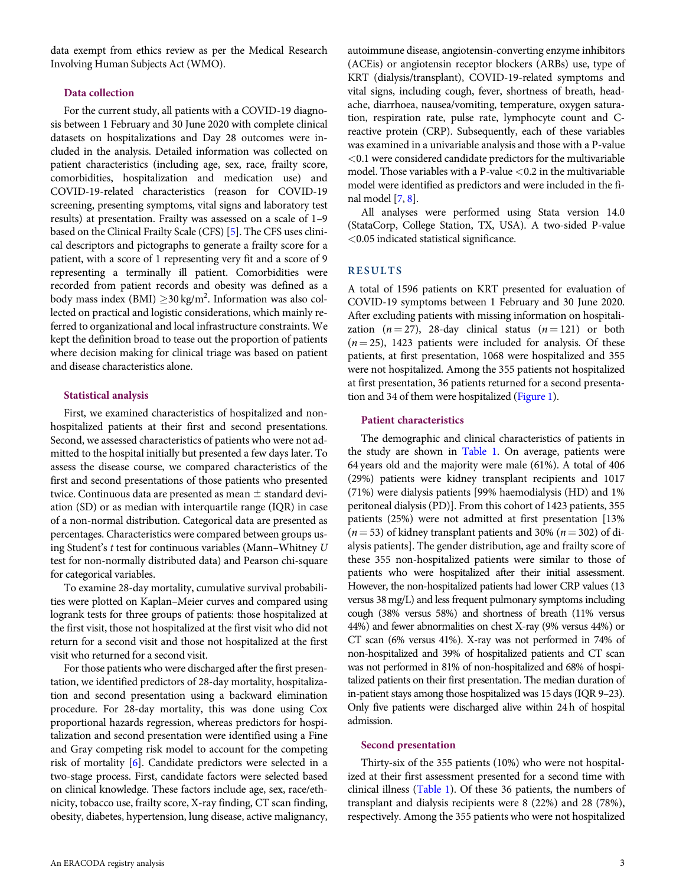data exempt from ethics review as per the Medical Research Involving Human Subjects Act (WMO).

### Data collection

For the current study, all patients with a COVID-19 diagnosis between 1 February and 30 June 2020 with complete clinical datasets on hospitalizations and Day 28 outcomes were included in the analysis. Detailed information was collected on patient characteristics (including age, sex, race, frailty score, comorbidities, hospitalization and medication use) and COVID-19-related characteristics (reason for COVID-19 screening, presenting symptoms, vital signs and laboratory test results) at presentation. Frailty was assessed on a scale of 1–9 based on the Clinical Frailty Scale (CFS) [5]. The CFS uses clinical descriptors and pictographs to generate a frailty score for a patient, with a score of 1 representing very fit and a score of 9 representing a terminally ill patient. Comorbidities were recorded from patient records and obesity was defined as a body mass index (BMI) $\geq$30 kg/m$^2$. Information was also collected on practical and logistic considerations, which mainly referred to organizational and local infrastructure constraints. We kept the definition broad to tease out the proportion of patients where decision making for clinical triage was based on patient and disease characteristics alone.

### Statistical analysis

First, we examined characteristics of hospitalized and non-hospitalized patients at their first and second presentations. Second, we assessed characteristics of patients who were not admitted to the hospital initially but presented a few days later. To assess the disease course, we compared characteristics of the first and second presentations of those patients who presented twice. Continuous data are presented as mean ± standard deviation (SD) or as median with interquartile range (IQR) in case of a non-normal distribution. Categorical data are presented as percentages. Characteristics were compared between groups using Student's *t* test for continuous variables (Mann–Whitney *U* test for non-normally distributed data) and Pearson chi-square for categorical variables.

To examine 28-day mortality, cumulative survival probabilities were plotted on Kaplan–Meier curves and compared using logrank tests for three groups of patients: those hospitalized at the first visit, those not hospitalized at the first visit who did not return for a second visit and those not hospitalized at the first visit who returned for a second visit.

For those patients who were discharged after the first presentation, we identified predictors of 28-day mortality, hospitalization and second presentation using a backward elimination procedure. For 28-day mortality, this was done using Cox proportional hazards regression, whereas predictors for hospitalization and second presentation were identified using a Fine and Gray competing risk model to account for the competing risk of mortality [6]. Candidate predictors were selected in a two-stage process. First, candidate factors were selected based on clinical knowledge. These factors include age, sex, race/ethnicity, tobacco use, frailty score, X-ray finding, CT scan finding, obesity, diabetes, hypertension, lung disease, active malignancy, autoimmune disease, angiotensin-converting enzyme inhibitors (ACEis) or angiotensin receptor blockers (ARBs) use, type of KRT (dialysis/transplant), COVID-19-related symptoms and vital signs, including cough, fever, shortness of breath, headache, diarrhoea, nausea/vomiting, temperature, oxygen saturation, respiration rate, pulse rate, lymphocyte count and C-reactive protein (CRP). Subsequently, each of these variables was examined in a univariable analysis and those with a P-value <0.1 were considered candidate predictors for the multivariable model. Those variables with a P-value <0.2 in the multivariable model were identified as predictors and were included in the final model [7, 8].

All analyses were performed using Stata version 14.0 (StataCorp, College Station, TX, USA). A two-sided P-value <0.05 indicated statistical significance.

## RESULTS

A total of 1596 patients on KRT presented for evaluation of COVID-19 symptoms between 1 February and 30 June 2020. After excluding patients with missing information on hospitalization ($n = 27$), 28-day clinical status ($n = 121$) or both ($n = 25$), 1423 patients were included for analysis. Of these patients, at first presentation, 1068 were hospitalized and 355 were not hospitalized. Among the 355 patients not hospitalized at first presentation, 36 patients returned for a second presentation and 34 of them were hospitalized (Figure 1).

### Patient characteristics

The demographic and clinical characteristics of patients in the study are shown in Table 1. On average, patients were 64 years old and the majority were male (61%). A total of 406 (29%) patients were kidney transplant recipients and 1017 (71%) were dialysis patients [99% haemodialysis (HD) and 1% peritoneal dialysis (PD)]. From this cohort of 1423 patients, 355 patients (25%) were not admitted at first presentation [13% ($n = 53$) of kidney transplant patients and 30% ($n = 302$) of dialysis patients]. The gender distribution, age and frailty score of these 355 non-hospitalized patients were similar to those of patients who were hospitalized after their initial assessment. However, the non-hospitalized patients had lower CRP values (13 versus 38 mg/L) and less frequent pulmonary symptoms including cough (38% versus 58%) and shortness of breath (11% versus 44%) and fewer abnormalities on chest X-ray (9% versus 44%) or CT scan (6% versus 41%). X-ray was not performed in 74% of non-hospitalized and 39% of hospitalized patients and CT scan was not performed in 81% of non-hospitalized and 68% of hospitalized patients on their first presentation. The median duration of in-patient stays among those hospitalized was 15 days (IQR 9–23). Only five patients were discharged alive within 24 h of hospital admission.

### Second presentation

Thirty-six of the 355 patients (10%) who were not hospitalized at their first assessment presented for a second time with clinical illness (Table 1). Of these 36 patients, the numbers of transplant and dialysis recipients were 8 (22%) and 28 (78%), respectively. Among the 355 patients who were not hospitalized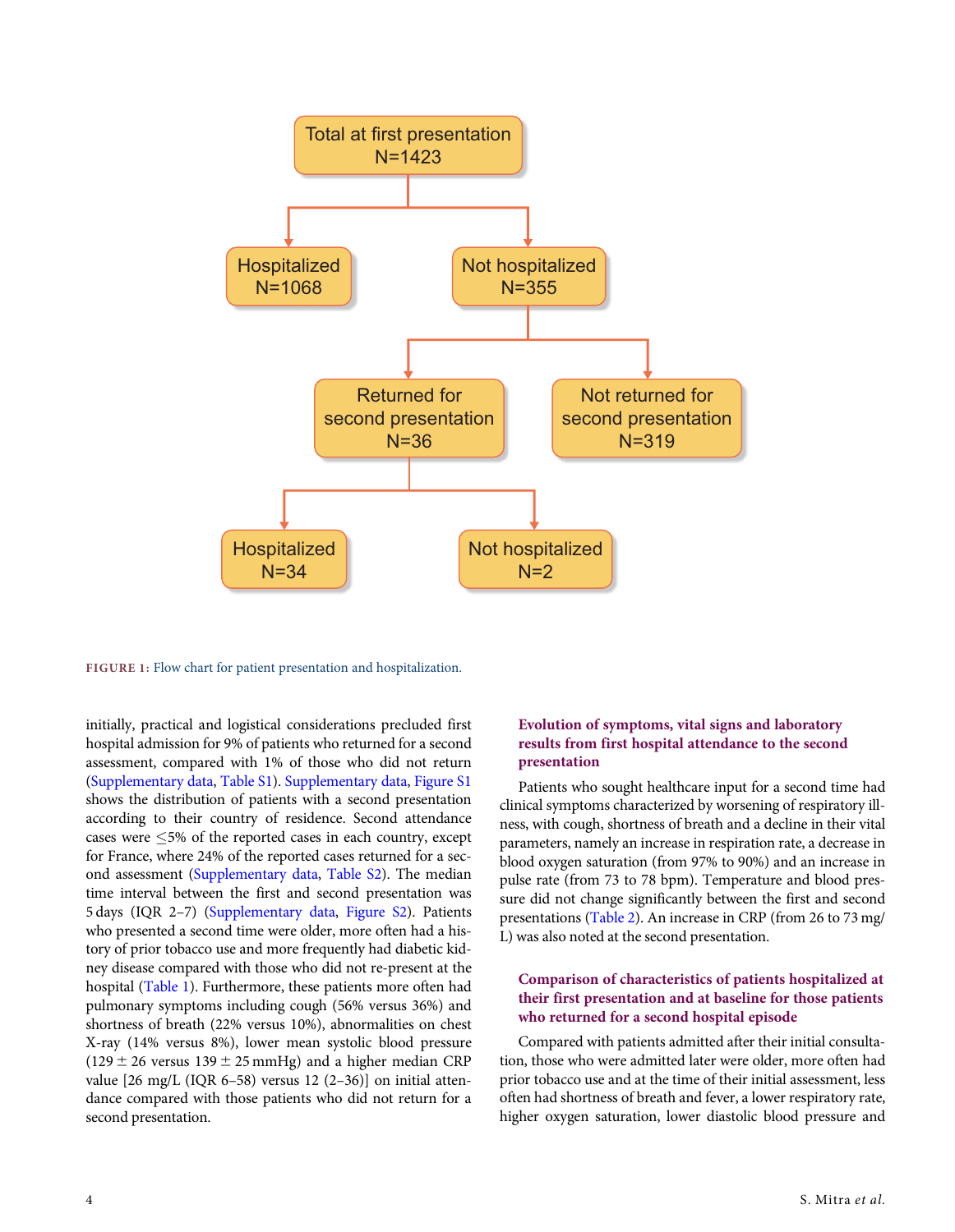Total at first presentation N=1423

Hospitalized N=1068

Not hospitalized N=355

Returned for second presentation N=36

Not returned for second presentation N=319

Hospitalized N=34

Not hospitalized N=2

FIGURE 1: Flow chart for patient presentation and hospitalization.

initially, practical and logistical considerations precluded first hospital admission for 9% of patients who returned for a second assessment, compared with 1% of those who did not return (Supplementary data, Table S1). Supplementary data, Figure S1 shows the distribution of patients with a second presentation according to their country of residence. Second attendance cases were ≤5% of the reported cases in each country, except for France, where 24% of the reported cases returned for a second assessment (Supplementary data, Table S2). The median time interval between the first and second presentation was 5 days (IQR 2–7) (Supplementary data, Figure S2). Patients who presented a second time were older, more often had a history of prior tobacco use and more frequently had diabetic kidney disease compared with those who did not re-present at the hospital (Table 1). Furthermore, these patients more often had pulmonary symptoms including cough (56% versus 36%) and shortness of breath (22% versus 10%), abnormalities on chest X-ray (14% versus 8%), lower mean systolic blood pressure (129 ± 26 versus 139 ± 25 mmHg) and a higher median CRP value [26 mg/L (IQR 6–58) versus 12 (2–36)] on initial attendance compared with those patients who did not return for a second presentation.

### Evolution of symptoms, vital signs and laboratory results from first hospital attendance to the second presentation

Patients who sought healthcare input for a second time had clinical symptoms characterized by worsening of respiratory illness, with cough, shortness of breath and a decline in their vital parameters, namely an increase in respiration rate, a decrease in blood oxygen saturation (from 97% to 90%) and an increase in pulse rate (from 73 to 78 bpm). Temperature and blood pressure did not change significantly between the first and second presentations (Table 2). An increase in CRP (from 26 to 73 mg/L) was also noted at the second presentation.

### Comparison of characteristics of patients hospitalized at their first presentation and at baseline for those patients who returned for a second hospital episode

Compared with patients admitted after their initial consultation, those who were admitted later were older, more often had prior tobacco use and at the time of their initial assessment, less often had shortness of breath and fever, a lower respiratory rate, higher oxygen saturation, lower diastolic blood pressure and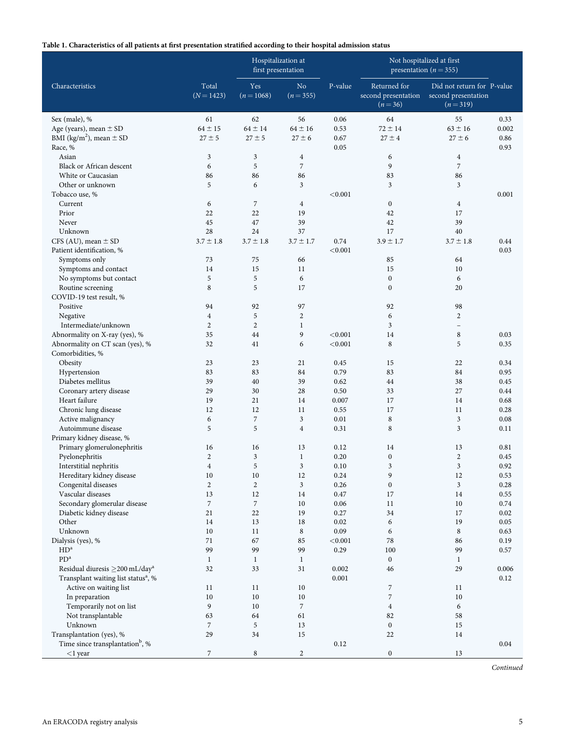**Table 1. Characteristics of all patients at first presentation stratified according to their hospital admission status**

| Characteristics | Total (N = 1423) | Hospitalization at first presentation | | P-value | Not hospitalized at first presentation (n = 355) | | P-value |
|---|---|---|---|---|---|---|---|
| | | Yes (n = 1068) | No (n = 355) | | Returned for second presentation (n = 36) | Did not return for second presentation (n = 319) | |
| Sex (male), % | 61 | 62 | 56 | 0.06 | 64 | 55 | 0.33 |
| Age (years), mean ± SD | 64 ± 15 | 64 ± 14 | 64 ± 16 | 0.53 | 72 ± 14 | 63 ± 16 | 0.002 |
| BMI (kg/m$^2$), mean ± SD | 27 ± 5 | 27 ± 5 | 27 ± 6 | 0.67 | 27 ± 4 | 27 ± 6 | 0.86 |
| Race, % | | | | 0.05 | | | 0.93 |
| Asian | 3 | 3 | 4 | | 6 | 4 | |
| Black or African descent | 6 | 5 | 7 | | 9 | 7 | |
| White or Caucasian | 86 | 86 | 86 | | 83 | 86 | |
| Other or unknown | 5 | 6 | 3 | | 3 | 3 | |
| Tobacco use, % | | | | <0.001 | | | 0.001 |
| Current | 6 | 7 | 4 | | 0 | 4 | |
| Prior | 22 | 22 | 19 | | 42 | 17 | |
| Never | 45 | 47 | 39 | | 42 | 39 | |
| Unknown | 28 | 24 | 37 | | 17 | 40 | |
| CFS (AU), mean ± SD | 3.7 ± 1.8 | 3.7 ± 1.8 | 3.7 ± 1.7 | 0.74 | 3.9 ± 1.7 | 3.7 ± 1.8 | 0.44 |
| Patient identification, % | | | | <0.001 | | | 0.03 |
| Symptoms only | 73 | 75 | 66 | | 85 | 64 | |
| Symptoms and contact | 14 | 15 | 11 | | 15 | 10 | |
| No symptoms but contact | 5 | 5 | 6 | | 0 | 6 | |
| Routine screening | 8 | 5 | 17 | | 0 | 20 | |
| COVID-19 test result, % | | | | | | | |
| Positive | 94 | 92 | 97 | | 92 | 98 | |
| Negative | 4 | 5 | 2 | | 6 | 2 | |
| Intermediate/unknown | 2 | 2 | 1 | | 3 | – | |
| Abnormality on X-ray (yes), % | 35 | 44 | 9 | <0.001 | 14 | 8 | 0.03 |
| Abnormality on CT scan (yes), % | 32 | 41 | 6 | <0.001 | 8 | 5 | 0.35 |
| Comorbidities, % | | | | | | | |
| Obesity | 23 | 23 | 21 | 0.45 | 15 | 22 | 0.34 |
| Hypertension | 83 | 83 | 84 | 0.79 | 83 | 84 | 0.95 |
| Diabetes mellitus | 39 | 40 | 39 | 0.62 | 44 | 38 | 0.45 |
| Coronary artery disease | 29 | 30 | 28 | 0.50 | 33 | 27 | 0.44 |
| Heart failure | 19 | 21 | 14 | 0.007 | 17 | 14 | 0.68 |
| Chronic lung disease | 12 | 12 | 11 | 0.55 | 17 | 11 | 0.28 |
| Active malignancy | 6 | 7 | 3 | 0.01 | 8 | 3 | 0.08 |
| Autoimmune disease | 5 | 5 | 4 | 0.31 | 8 | 3 | 0.11 |
| Primary kidney disease, % | | | | | | | |
| Primary glomerulonephritis | 16 | 16 | 13 | 0.12 | 14 | 13 | 0.81 |
| Pyelonephritis | 2 | 3 | 1 | 0.20 | 0 | 2 | 0.45 |
| Interstitial nephritis | 4 | 5 | 3 | 0.10 | 3 | 3 | 0.92 |
| Hereditary kidney disease | 10 | 10 | 12 | 0.24 | 9 | 12 | 0.53 |
| Congenital diseases | 2 | 2 | 3 | 0.26 | 0 | 3 | 0.28 |
| Vascular diseases | 13 | 12 | 14 | 0.47 | 17 | 14 | 0.55 |
| Secondary glomerular disease | 7 | 7 | 10 | 0.06 | 11 | 10 | 0.74 |
| Diabetic kidney disease | 21 | 22 | 19 | 0.27 | 34 | 17 | 0.02 |
| Other | 14 | 13 | 18 | 0.02 | 6 | 19 | 0.05 |
| Unknown | 10 | 11 | 8 | 0.09 | 6 | 8 | 0.63 |
| Dialysis (yes), % | 71 | 67 | 85 | <0.001 | 78 | 86 | 0.19 |
| HD[a] | 99 | 99 | 99 | 0.29 | 100 | 99 | 0.57 |
| PD[a] | 1 | 1 | 1 | | 0 | 1 | |
| Residual diuresis ≥200 mL/day[a] | 32 | 33 | 31 | 0.002 | 46 | 29 | 0.006 |
| Transplant waiting list status[a], % | | | | 0.001 | | | 0.12 |
| Active on waiting list | 11 | 11 | 10 | | 7 | 11 | |
| In preparation | 10 | 10 | 10 | | 7 | 10 | |
| Temporarily not on list | 9 | 10 | 7 | | 4 | 6 | |
| Not transplantable | 63 | 64 | 61 | | 82 | 58 | |
| Unknown | 7 | 5 | 13 | | 0 | 15 | |
| Transplantation (yes), % | 29 | 34 | 15 | | 22 | 14 | |
| Time since transplantation[b], % | | | | 0.12 | | | 0.04 |
| <1 year | 7 | 8 | 2 | | 0 | 13 | |

*Continued*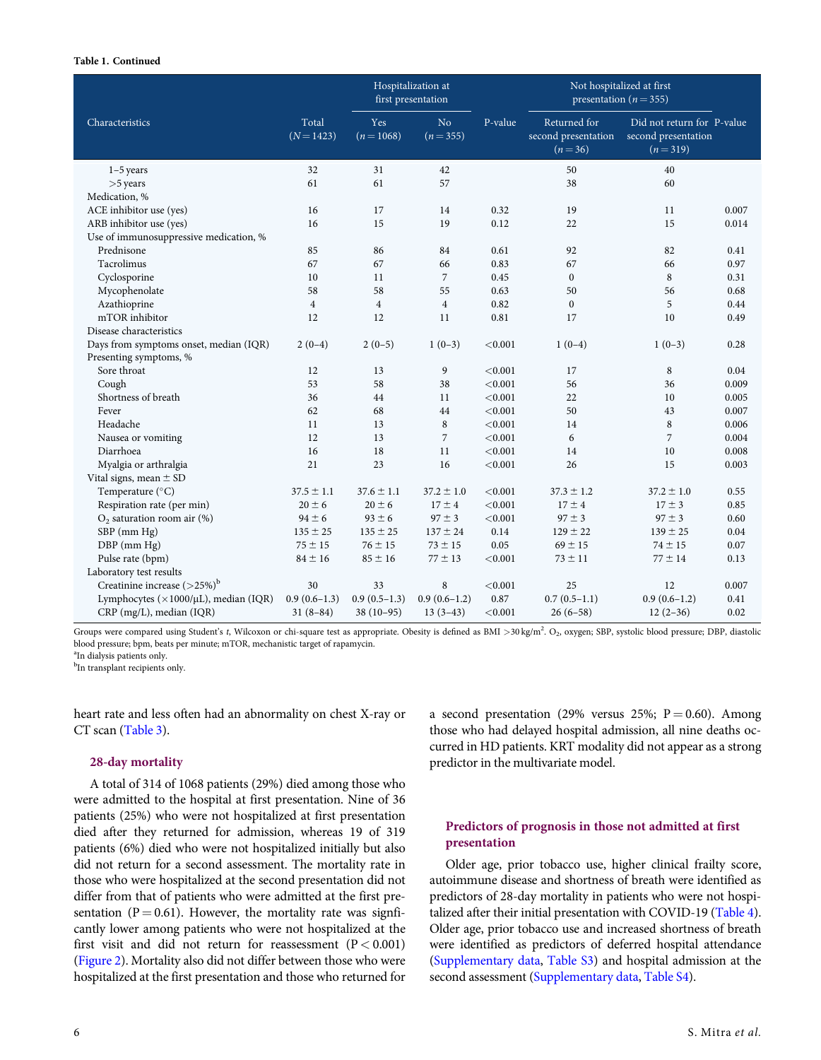**Table 1. Continued**

| Characteristics | Total (N = 1423) | Hospitalization at first presentation | | P-value | Not hospitalized at first presentation (n = 355) | | P-value |
|---|---|---|---|---|---|---|---|
| | | Yes (n = 1068) | No (n = 355) | | Returned for second presentation (n = 36) | Did not return for second presentation (n = 319) | |
| 1–5 years | 32 | 31 | 42 | | 50 | 40 | |
| >5 years | 61 | 61 | 57 | | 38 | 60 | |
| Medication, % | | | | | | | |
| ACE inhibitor use (yes) | 16 | 17 | 14 | 0.32 | 19 | 11 | 0.007 |
| ARB inhibitor use (yes) | 16 | 15 | 19 | 0.12 | 22 | 15 | 0.014 |
| Use of immunosuppressive medication, % | | | | | | | |
| Prednisone | 85 | 86 | 84 | 0.61 | 92 | 82 | 0.41 |
| Tacrolimus | 67 | 67 | 66 | 0.83 | 67 | 66 | 0.97 |
| Cyclosporine | 10 | 11 | 7 | 0.45 | 0 | 8 | 0.31 |
| Mycophenolate | 58 | 58 | 55 | 0.63 | 50 | 56 | 0.68 |
| Azathioprine | 4 | 4 | 4 | 0.82 | 0 | 5 | 0.44 |
| mTOR inhibitor | 12 | 12 | 11 | 0.81 | 17 | 10 | 0.49 |
| Disease characteristics | | | | | | | |
| Days from symptoms onset, median (IQR) | 2 (0–4) | 2 (0–5) | 1 (0–3) | <0.001 | 1 (0–4) | 1 (0–3) | 0.28 |
| Presenting symptoms, % | | | | | | | |
| Sore throat | 12 | 13 | 9 | <0.001 | 17 | 8 | 0.04 |
| Cough | 53 | 58 | 38 | <0.001 | 56 | 36 | 0.009 |
| Shortness of breath | 36 | 44 | 11 | <0.001 | 22 | 10 | 0.005 |
| Fever | 62 | 68 | 44 | <0.001 | 50 | 43 | 0.007 |
| Headache | 11 | 13 | 8 | <0.001 | 14 | 8 | 0.006 |
| Nausea or vomiting | 12 | 13 | 7 | <0.001 | 6 | 7 | 0.004 |
| Diarrhoea | 16 | 18 | 11 | <0.001 | 14 | 10 | 0.008 |
| Myalgia or arthralgia | 21 | 23 | 16 | <0.001 | 26 | 15 | 0.003 |
| Vital signs, mean ± SD | | | | | | | |
| Temperature (°C) | 37.5 ± 1.1 | 37.6 ± 1.1 | 37.2 ± 1.0 | <0.001 | 37.3 ± 1.2 | 37.2 ± 1.0 | 0.55 |
| Respiration rate (per min) | 20 ± 6 | 20 ± 6 | 17 ± 4 | <0.001 | 17 ± 4 | 17 ± 3 | 0.85 |
| $O_2$ saturation room air (%) | 94 ± 6 | 93 ± 6 | 97 ± 3 | <0.001 | 97 ± 3 | 97 ± 3 | 0.60 |
| SBP (mm Hg) | 135 ± 25 | 135 ± 25 | 137 ± 24 | 0.14 | 129 ± 22 | 139 ± 25 | 0.04 |
| DBP (mm Hg) | 75 ± 15 | 76 ± 15 | 73 ± 15 | 0.05 | 69 ± 15 | 74 ± 15 | 0.07 |
| Pulse rate (bpm) | 84 ± 16 | 85 ± 16 | 77 ± 13 | <0.001 | 73 ± 11 | 77 ± 14 | 0.13 |
| Laboratory test results | | | | | | | |
| Creatinine increase (>25%)[b] | 30 | 33 | 8 | <0.001 | 25 | 12 | 0.007 |
| Lymphocytes (×1000/μL), median (IQR) | 0.9 (0.6–1.3) | 0.9 (0.5–1.3) | 0.9 (0.6–1.2) | 0.87 | 0.7 (0.5–1.1) | 0.9 (0.6–1.2) | 0.41 |
| CRP (mg/L), median (IQR) | 31 (8–84) | 38 (10–95) | 13 (3–43) | <0.001 | 26 (6–58) | 12 (2–36) | 0.02 |

Groups were compared using Student's *t*, Wilcoxon or chi-square test as appropriate. Obesity is defined as BMI >30 kg/m². $O_2$, oxygen; SBP, systolic blood pressure; DBP, diastolic blood pressure; bpm, beats per minute; mTOR, mechanistic target of rapamycin.
[a]In dialysis patients only.
[b]In transplant recipients only.

heart rate and less often had an abnormality on chest X-ray or CT scan (Table 3).

### 28-day mortality

A total of 314 of 1068 patients (29%) died among those who were admitted to the hospital at first presentation. Nine of 36 patients (25%) who were not hospitalized at first presentation died after they returned for admission, whereas 19 of 319 patients (6%) died who were not hospitalized initially but also did not return for a second assessment. The mortality rate in those who were hospitalized at the second presentation did not differ from that of patients who were admitted at the first presentation (P = 0.61). However, the mortality rate was signficantly lower among patients who were not hospitalized at the first visit and did not return for reassessment (P < 0.001) (Figure 2). Mortality also did not differ between those who were hospitalized at the first presentation and those who returned for a second presentation (29% versus 25%; P = 0.60). Among those who had delayed hospital admission, all nine deaths occurred in HD patients. KRT modality did not appear as a strong predictor in the multivariate model.

### Predictors of prognosis in those not admitted at first presentation

Older age, prior tobacco use, higher clinical frailty score, autoimmune disease and shortness of breath were identified as predictors of 28-day mortality in patients who were not hospitalized after their initial presentation with COVID-19 (Table 4). Older age, prior tobacco use and increased shortness of breath were identified as predictors of deferred hospital attendance (Supplementary data, Table S3) and hospital admission at the second assessment (Supplementary data, Table S4).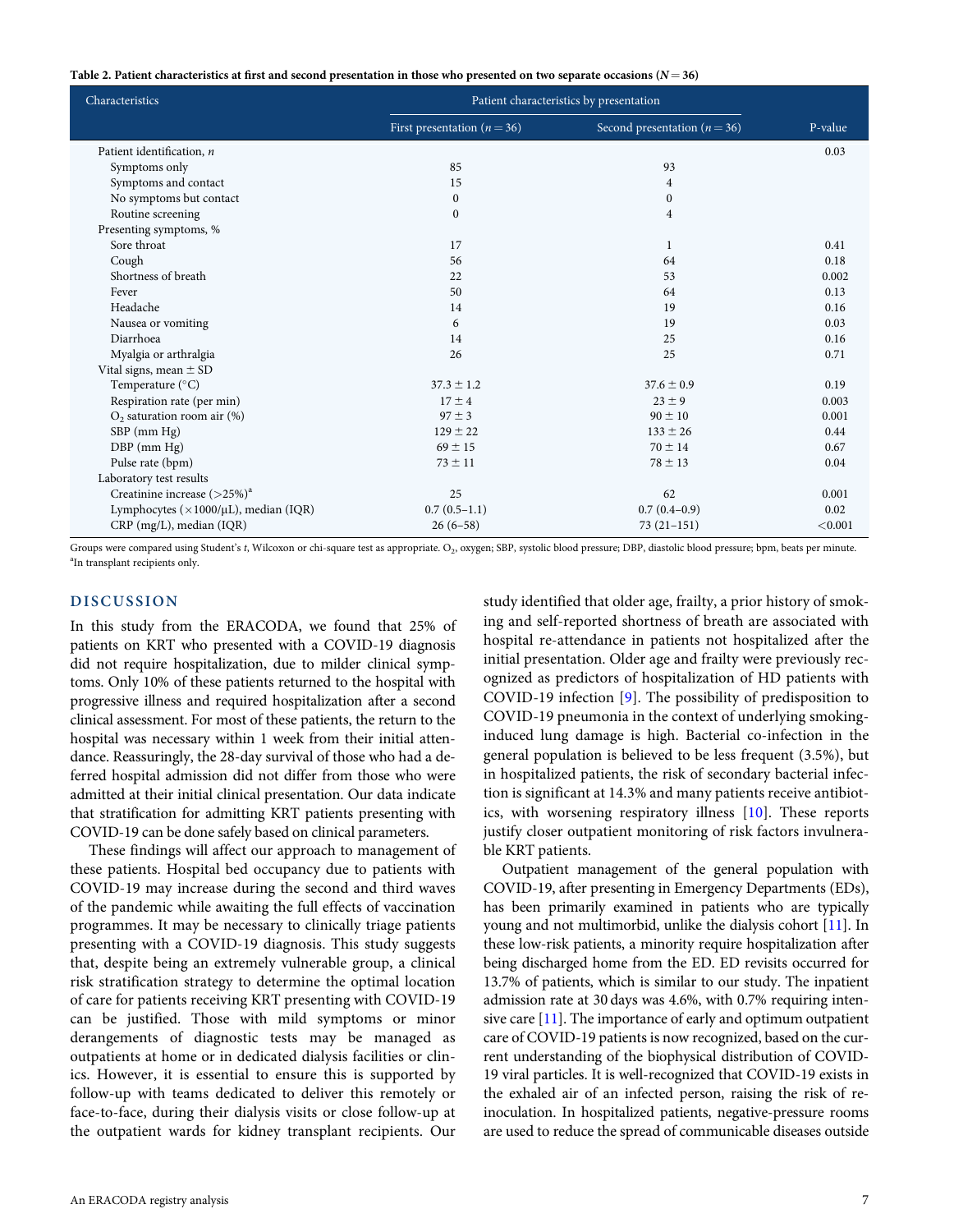**Table 2. Patient characteristics at first and second presentation in those who presented on two separate occasions ($N = 36$)**

| Characteristics | Patient characteristics by presentation | | |
|---|---|---|---|
| | First presentation ($n = 36$) | Second presentation ($n = 36$) | P-value |
| Patient identification, *n* | | | 0.03 |
| Symptoms only | 85 | 93 | |
| Symptoms and contact | 15 | 4 | |
| No symptoms but contact | 0 | 0 | |
| Routine screening | 0 | 4 | |
| Presenting symptoms, % | | | |
| Sore throat | 17 | 1 | 0.41 |
| Cough | 56 | 64 | 0.18 |
| Shortness of breath | 22 | 53 | 0.002 |
| Fever | 50 | 64 | 0.13 |
| Headache | 14 | 19 | 0.16 |
| Nausea or vomiting | 6 | 19 | 0.03 |
| Diarrhoea | 14 | 25 | 0.16 |
| Myalgia or arthralgia | 26 | 25 | 0.71 |
| Vital signs, mean ± SD | | | |
| Temperature (°C) | 37.3 ± 1.2 | 37.6 ± 0.9 | 0.19 |
| Respiration rate (per min) | 17 ± 4 | 23 ± 9 | 0.003 |
| $O_2$ saturation room air (%) | 97 ± 3 | 90 ± 10 | 0.001 |
| SBP (mm Hg) | 129 ± 22 | 133 ± 26 | 0.44 |
| DBP (mm Hg) | 69 ± 15 | 70 ± 14 | 0.67 |
| Pulse rate (bpm) | 73 ± 11 | 78 ± 13 | 0.04 |
| Laboratory test results | | | |
| Creatinine increase (>25%)[a] | 25 | 62 | 0.001 |
| Lymphocytes (×1000/μL), median (IQR) | 0.7 (0.5–1.1) | 0.7 (0.4–0.9) | 0.02 |
| CRP (mg/L), median (IQR) | 26 (6–58) | 73 (21–151) | <0.001 |

Groups were compared using Student's *t*, Wilcoxon or chi-square test as appropriate. $O_2$, oxygen; SBP, systolic blood pressure; DBP, diastolic blood pressure; bpm, beats per minute.
[a]In transplant recipients only.

## DISCUSSION

In this study from the ERACODA, we found that 25% of patients on KRT who presented with a COVID-19 diagnosis did not require hospitalization, due to milder clinical symptoms. Only 10% of these patients returned to the hospital with progressive illness and required hospitalization after a second clinical assessment. For most of these patients, the return to the hospital was necessary within 1 week from their initial attendance. Reassuringly, the 28-day survival of those who had a deferred hospital admission did not differ from those who were admitted at their initial clinical presentation. Our data indicate that stratification for admitting KRT patients presenting with COVID-19 can be done safely based on clinical parameters.

These findings will affect our approach to management of these patients. Hospital bed occupancy due to patients with COVID-19 may increase during the second and third waves of the pandemic while awaiting the full effects of vaccination programmes. It may be necessary to clinically triage patients presenting with a COVID-19 diagnosis. This study suggests that, despite being an extremely vulnerable group, a clinical risk stratification strategy to determine the optimal location of care for patients receiving KRT presenting with COVID-19 can be justified. Those with mild symptoms or minor derangements of diagnostic tests may be managed as outpatients at home or in dedicated dialysis facilities or clinics. However, it is essential to ensure this is supported by follow-up with teams dedicated to deliver this remotely or face-to-face, during their dialysis visits or close follow-up at the outpatient wards for kidney transplant recipients. Our study identified that older age, frailty, a prior history of smoking and self-reported shortness of breath are associated with hospital re-attendance in patients not hospitalized after the initial presentation. Older age and frailty were previously recognized as predictors of hospitalization of HD patients with COVID-19 infection [9]. The possibility of predisposition to COVID-19 pneumonia in the context of underlying smoking-induced lung damage is high. Bacterial co-infection in the general population is believed to be less frequent (3.5%), but in hospitalized patients, the risk of secondary bacterial infection is significant at 14.3% and many patients receive antibiotics, with worsening respiratory illness [10]. These reports justify closer outpatient monitoring of risk factors invulnerable KRT patients.

Outpatient management of the general population with COVID-19, after presenting in Emergency Departments (EDs), has been primarily examined in patients who are typically young and not multimorbid, unlike the dialysis cohort [11]. In these low-risk patients, a minority require hospitalization after being discharged home from the ED. ED revisits occurred for 13.7% of patients, which is similar to our study. The inpatient admission rate at 30 days was 4.6%, with 0.7% requiring intensive care [11]. The importance of early and optimum outpatient care of COVID-19 patients is now recognized, based on the current understanding of the biophysical distribution of COVID-19 viral particles. It is well-recognized that COVID-19 exists in the exhaled air of an infected person, raising the risk of re-inoculation. In hospitalized patients, negative-pressure rooms are used to reduce the spread of communicable diseases outside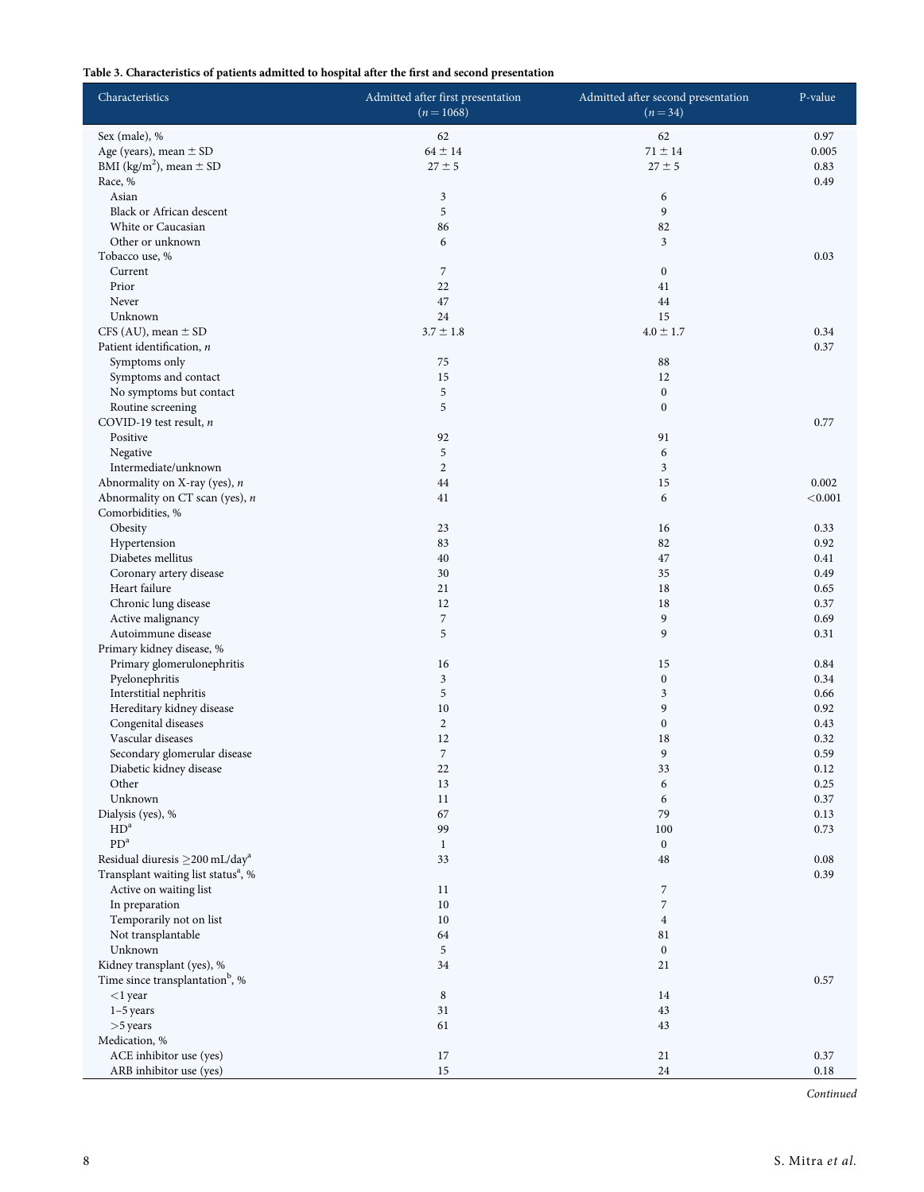**Table 3. Characteristics of patients admitted to hospital after the first and second presentation**

| Characteristics | Admitted after first presentation ($n = 1068$) | Admitted after second presentation ($n = 34$) | P-value |
|---|---|---|---|
| Sex (male), % | 62 | 62 | 0.97 |
| Age (years), mean ± SD | 64 ± 14 | 71 ± 14 | 0.005 |
| BMI (kg/m$^2$), mean ± SD | 27 ± 5 | 27 ± 5 | 0.83 |
| Race, % | | | 0.49 |
| Asian | 3 | 6 | |
| Black or African descent | 5 | 9 | |
| White or Caucasian | 86 | 82 | |
| Other or unknown | 6 | 3 | |
| Tobacco use, % | | | 0.03 |
| Current | 7 | 0 | |
| Prior | 22 | 41 | |
| Never | 47 | 44 | |
| Unknown | 24 | 15 | |
| CFS (AU), mean ± SD | 3.7 ± 1.8 | 4.0 ± 1.7 | 0.34 |
| Patient identification, *n* | | | 0.37 |
| Symptoms only | 75 | 88 | |
| Symptoms and contact | 15 | 12 | |
| No symptoms but contact | 5 | 0 | |
| Routine screening | 5 | 0 | |
| COVID-19 test result, *n* | | | 0.77 |
| Positive | 92 | 91 | |
| Negative | 5 | 6 | |
| Intermediate/unknown | 2 | 3 | |
| Abnormality on X-ray (yes), *n* | 44 | 15 | 0.002 |
| Abnormality on CT scan (yes), *n* | 41 | 6 | <0.001 |
| Comorbidities, % | | | |
| Obesity | 23 | 16 | 0.33 |
| Hypertension | 83 | 82 | 0.92 |
| Diabetes mellitus | 40 | 47 | 0.41 |
| Coronary artery disease | 30 | 35 | 0.49 |
| Heart failure | 21 | 18 | 0.65 |
| Chronic lung disease | 12 | 18 | 0.37 |
| Active malignancy | 7 | 9 | 0.69 |
| Autoimmune disease | 5 | 9 | 0.31 |
| Primary kidney disease, % | | | |
| Primary glomerulonephritis | 16 | 15 | 0.84 |
| Pyelonephritis | 3 | 0 | 0.34 |
| Interstitial nephritis | 5 | 3 | 0.66 |
| Hereditary kidney disease | 10 | 9 | 0.92 |
| Congenital diseases | 2 | 0 | 0.43 |
| Vascular diseases | 12 | 18 | 0.32 |
| Secondary glomerular disease | 7 | 9 | 0.59 |
| Diabetic kidney disease | 22 | 33 | 0.12 |
| Other | 13 | 6 | 0.25 |
| Unknown | 11 | 6 | 0.37 |
| Dialysis (yes), % | 67 | 79 | 0.13 |
| HD[a] | 99 | 100 | 0.73 |
| PD[a] | 1 | 0 | |
| Residual diuresis ≥200 mL/day[a] | 33 | 48 | 0.08 |
| Transplant waiting list status[a], % | | | 0.39 |
| Active on waiting list | 11 | 7 | |
| In preparation | 10 | 7 | |
| Temporarily not on list | 10 | 4 | |
| Not transplantable | 64 | 81 | |
| Unknown | 5 | 0 | |
| Kidney transplant (yes), % | 34 | 21 | |
| Time since transplantation[b], % | | | 0.57 |
| <1 year | 8 | 14 | |
| 1–5 years | 31 | 43 | |
| >5 years | 61 | 43 | |
| Medication, % | | | |
| ACE inhibitor use (yes) | 17 | 21 | 0.37 |
| ARB inhibitor use (yes) | 15 | 24 | 0.18 |

*Continued*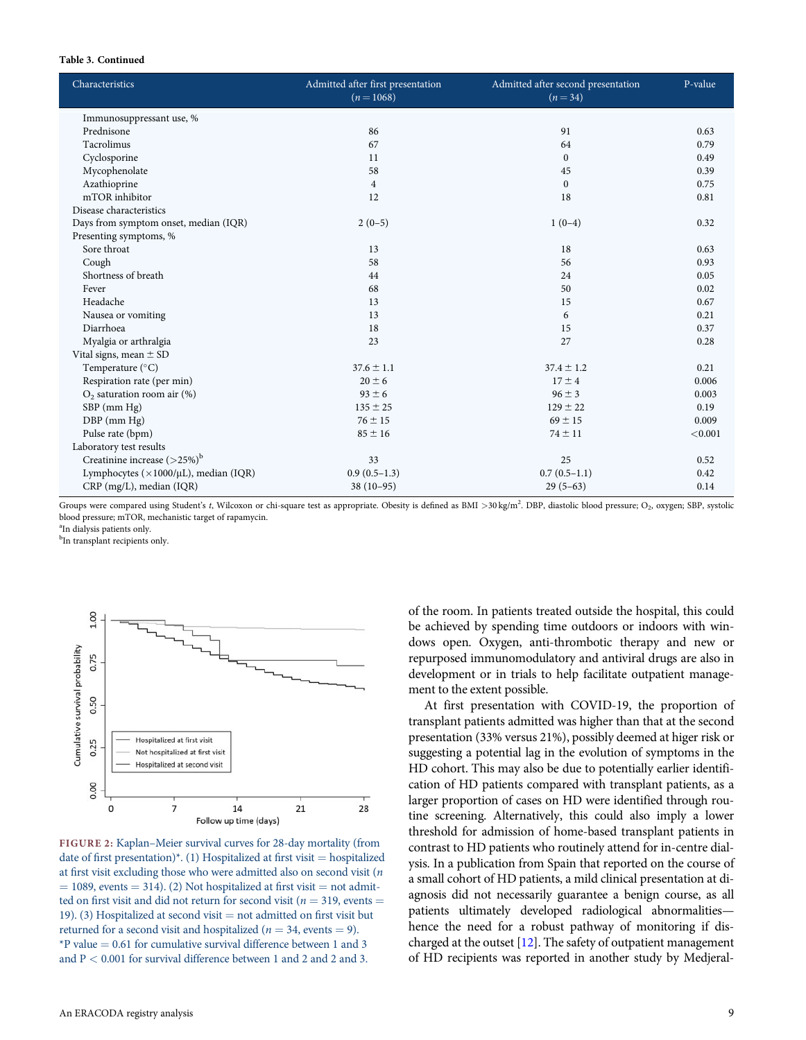**Table 3. Continued**

| Characteristics | Admitted after first presentation ($n = 1068$) | Admitted after second presentation ($n = 34$) | P-value |
|---|---|---|---|
| Immunosuppressant use, % | | | |
| Prednisone | 86 | 91 | 0.63 |
| Tacrolimus | 67 | 64 | 0.79 |
| Cyclosporine | 11 | 0 | 0.49 |
| Mycophenolate | 58 | 45 | 0.39 |
| Azathioprine | 4 | 0 | 0.75 |
| mTOR inhibitor | 12 | 18 | 0.81 |
| Disease characteristics | | | |
| Days from symptom onset, median (IQR) | 2 (0–5) | 1 (0–4) | 0.32 |
| Presenting symptoms, % | | | |
| Sore throat | 13 | 18 | 0.63 |
| Cough | 58 | 56 | 0.93 |
| Shortness of breath | 44 | 24 | 0.05 |
| Fever | 68 | 50 | 0.02 |
| Headache | 13 | 15 | 0.67 |
| Nausea or vomiting | 13 | 6 | 0.21 |
| Diarrhoea | 18 | 15 | 0.37 |
| Myalgia or arthralgia | 23 | 27 | 0.28 |
| Vital signs, mean ± SD | | | |
| Temperature (°C) | 37.6 ± 1.1 | 37.4 ± 1.2 | 0.21 |
| Respiration rate (per min) | 20 ± 6 | 17 ± 4 | 0.006 |
| $O_2$ saturation room air (%) | 93 ± 6 | 96 ± 3 | 0.003 |
| SBP (mm Hg) | 135 ± 25 | 129 ± 22 | 0.19 |
| DBP (mm Hg) | 76 ± 15 | 69 ± 15 | 0.009 |
| Pulse rate (bpm) | 85 ± 16 | 74 ± 11 | <0.001 |
| Laboratory test results | | | |
| Creatinine increase (>25%)[b] | 33 | 25 | 0.52 |
| Lymphocytes (×1000/μL), median (IQR) | 0.9 (0.5–1.3) | 0.7 (0.5–1.1) | 0.42 |
| CRP (mg/L), median (IQR) | 38 (10–95) | 29 (5–63) | 0.14 |

Groups were compared using Student's *t*, Wilcoxon or chi-square test as appropriate. Obesity is defined as BMI >30 kg/m$^2$. DBP, diastolic blood pressure; $O_2$, oxygen; SBP, systolic blood pressure; mTOR, mechanistic target of rapamycin.
[a]In dialysis patients only.
[b]In transplant recipients only.

FIGURE 2: Kaplan–Meier survival curves for 28-day mortality (from date of first presentation)*. (1) Hospitalized at first visit = hospitalized at first visit excluding those who were admitted also on second visit ($n = 1089$, events = 314). (2) Not hospitalized at first visit = not admitted on first visit and did not return for second visit ($n = 319$, events = 19). (3) Hospitalized at second visit = not admitted on first visit but returned for a second visit and hospitalized ($n = 34$, events = 9). *P value = 0.61 for cumulative survival difference between 1 and 3 and P < 0.001 for survival difference between 1 and 2 and 2 and 3.

of the room. In patients treated outside the hospital, this could be achieved by spending time outdoors or indoors with windows open. Oxygen, anti-thrombotic therapy and new or repurposed immunomodulatory and antiviral drugs are also in development or in trials to help facilitate outpatient management to the extent possible.

At first presentation with COVID-19, the proportion of transplant patients admitted was higher than that at the second presentation (33% versus 21%), possibly deemed at higer risk or suggesting a potential lag in the evolution of symptoms in the HD cohort. This may also be due to potentially earlier identification of HD patients compared with transplant patients, as a larger proportion of cases on HD were identified through routine screening. Alternatively, this could also imply a lower threshold for admission of home-based transplant patients in contrast to HD patients who routinely attend for in-centre dialysis. In a publication from Spain that reported on the course of a small cohort of HD patients, a mild clinical presentation at diagnosis did not necessarily guarantee a benign course, as all patients ultimately developed radiological abnormalities—hence the need for a robust pathway of monitoring if discharged at the outset [12]. The safety of outpatient management of HD recipients was reported in another study by Medjeral-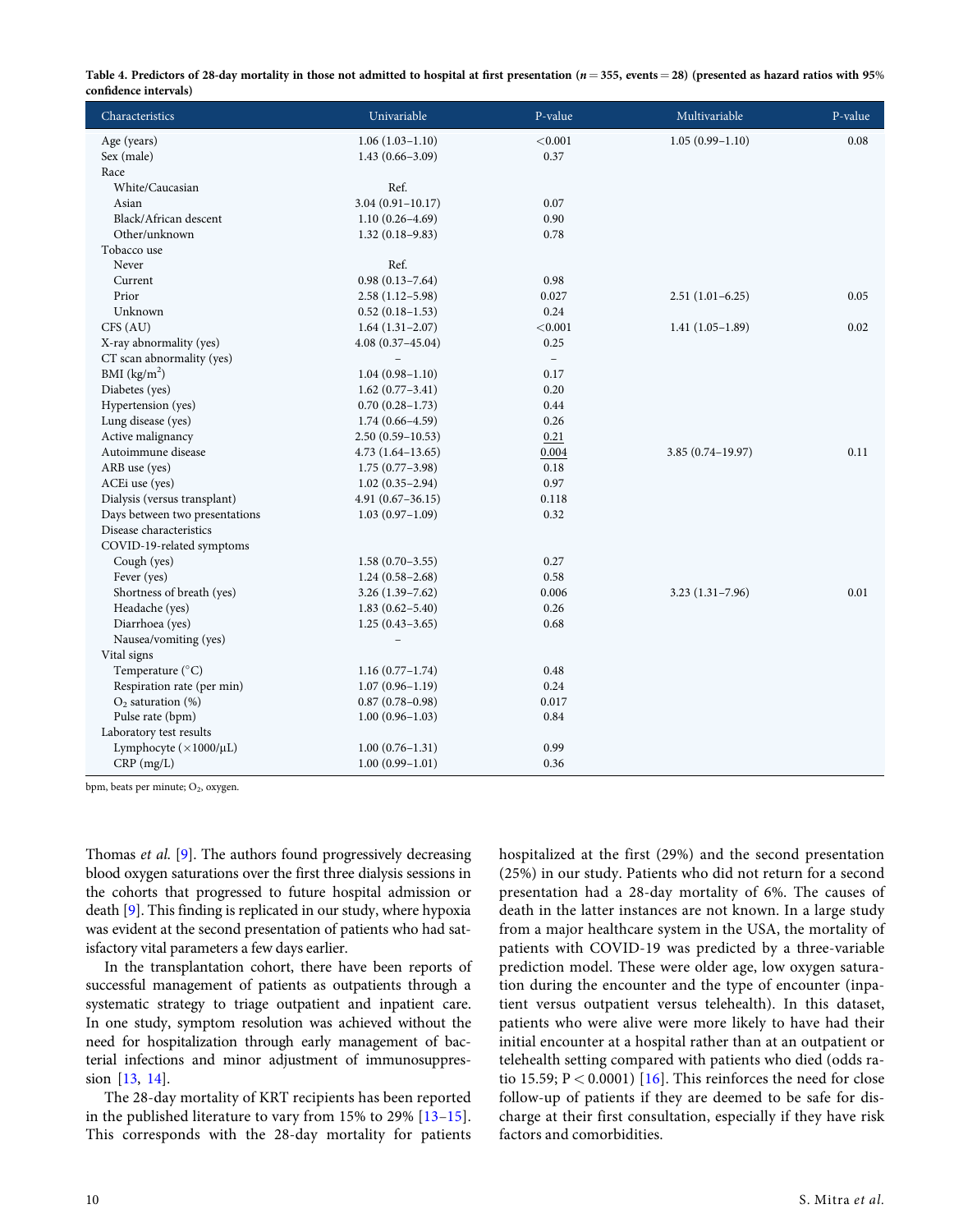**Table 4. Predictors of 28-day mortality in those not admitted to hospital at first presentation ($n = 355$, events = 28) (presented as hazard ratios with 95% confidence intervals)**

| Characteristics | Univariable | P-value | Multivariable | P-value |
|---|---|---|---|---|
| Age (years) | 1.06 (1.03–1.10) | <0.001 | 1.05 (0.99–1.10) | 0.08 |
| Sex (male) | 1.43 (0.66–3.09) | 0.37 | | |
| Race | | | | |
| White/Caucasian | Ref. | | | |
| Asian | 3.04 (0.91–10.17) | 0.07 | | |
| Black/African descent | 1.10 (0.26–4.69) | 0.90 | | |
| Other/unknown | 1.32 (0.18–9.83) | 0.78 | | |
| Tobacco use | | | | |
| Never | Ref. | | | |
| Current | 0.98 (0.13–7.64) | 0.98 | | |
| Prior | 2.58 (1.12–5.98) | 0.027 | 2.51 (1.01–6.25) | 0.05 |
| Unknown | 0.52 (0.18–1.53) | 0.24 | | |
| CFS (AU) | 1.64 (1.31–2.07) | <0.001 | 1.41 (1.05–1.89) | 0.02 |
| X-ray abnormality (yes) | 4.08 (0.37–45.04) | 0.25 | | |
| CT scan abnormality (yes) | – | – | | |
| BMI (kg/m$^2$) | 1.04 (0.98–1.10) | 0.17 | | |
| Diabetes (yes) | 1.62 (0.77–3.41) | 0.20 | | |
| Hypertension (yes) | 0.70 (0.28–1.73) | 0.44 | | |
| Lung disease (yes) | 1.74 (0.66–4.59) | 0.26 | | |
| Active malignancy | 2.50 (0.59–10.53) | 0.21 | | |
| Autoimmune disease | 4.73 (1.64–13.65) | 0.004 | 3.85 (0.74–19.97) | 0.11 |
| ARB use (yes) | 1.75 (0.77–3.98) | 0.18 | | |
| ACEi use (yes) | 1.02 (0.35–2.94) | 0.97 | | |
| Dialysis (versus transplant) | 4.91 (0.67–36.15) | 0.118 | | |
| Days between two presentations | 1.03 (0.97–1.09) | 0.32 | | |
| Disease characteristics | | | | |
| COVID-19-related symptoms | | | | |
| Cough (yes) | 1.58 (0.70–3.55) | 0.27 | | |
| Fever (yes) | 1.24 (0.58–2.68) | 0.58 | | |
| Shortness of breath (yes) | 3.26 (1.39–7.62) | 0.006 | 3.23 (1.31–7.96) | 0.01 |
| Headache (yes) | 1.83 (0.62–5.40) | 0.26 | | |
| Diarrhoea (yes) | 1.25 (0.43–3.65) | 0.68 | | |
| Nausea/vomiting (yes) | – | | | |
| Vital signs | | | | |
| Temperature (°C) | 1.16 (0.77–1.74) | 0.48 | | |
| Respiration rate (per min) | 1.07 (0.96–1.19) | 0.24 | | |
| $O_2$ saturation (%) | 0.87 (0.78–0.98) | 0.017 | | |
| Pulse rate (bpm) | 1.00 (0.96–1.03) | 0.84 | | |
| Laboratory test results | | | | |
| Lymphocyte (×1000/μL) | 1.00 (0.76–1.31) | 0.99 | | |
| CRP (mg/L) | 1.00 (0.99–1.01) | 0.36 | | |

bpm, beats per minute; $O_2$, oxygen.

Thomas *et al.* [9]. The authors found progressively decreasing blood oxygen saturations over the first three dialysis sessions in the cohorts that progressed to future hospital admission or death [9]. This finding is replicated in our study, where hypoxia was evident at the second presentation of patients who had satisfactory vital parameters a few days earlier.

In the transplantation cohort, there have been reports of successful management of patients as outpatients through a systematic strategy to triage outpatient and inpatient care. In one study, symptom resolution was achieved without the need for hospitalization through early management of bacterial infections and minor adjustment of immunosuppression [13, 14].

The 28-day mortality of KRT recipients has been reported in the published literature to vary from 15% to 29% [13–15]. This corresponds with the 28-day mortality for patients hospitalized at the first (29%) and the second presentation (25%) in our study. Patients who did not return for a second presentation had a 28-day mortality of 6%. The causes of death in the latter instances are not known. In a large study from a major healthcare system in the USA, the mortality of patients with COVID-19 was predicted by a three-variable prediction model. These were older age, low oxygen saturation during the encounter and the type of encounter (inpatient versus outpatient versus telehealth). In this dataset, patients who were alive were more likely to have had their initial encounter at a hospital rather than at an outpatient or telehealth setting compared with patients who died (odds ratio 15.59; $P < 0.0001$) [16]. This reinforces the need for close follow-up of patients if they are deemed to be safe for discharge at their first consultation, especially if they have risk factors and comorbidities.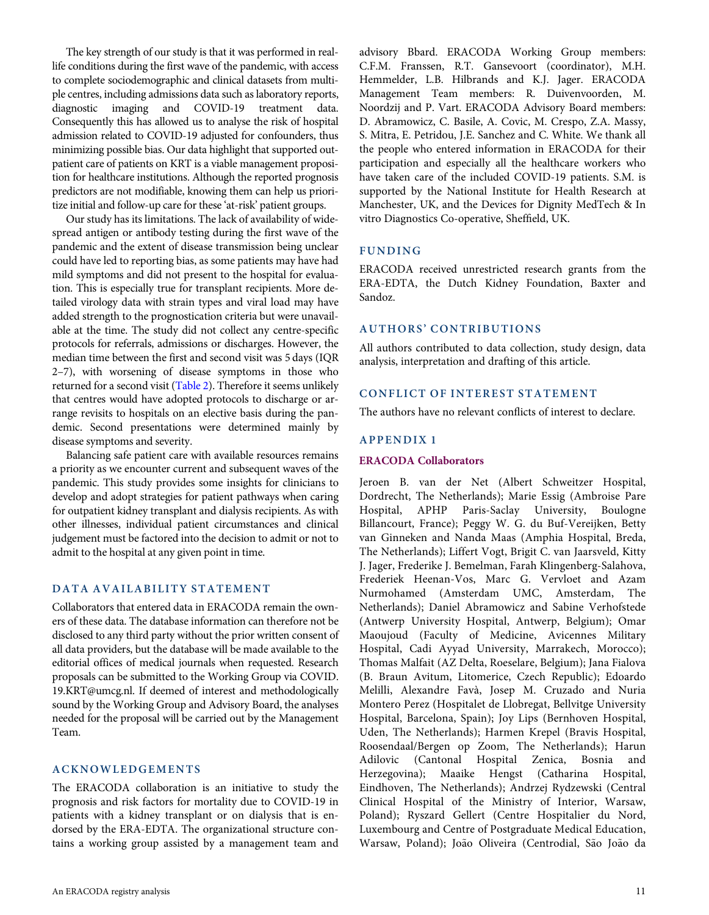The key strength of our study is that it was performed in real-life conditions during the first wave of the pandemic, with access to complete sociodemographic and clinical datasets from multiple centres, including admissions data such as laboratory reports, diagnostic imaging and COVID-19 treatment data. Consequently this has allowed us to analyse the risk of hospital admission related to COVID-19 adjusted for confounders, thus minimizing possible bias. Our data highlight that supported outpatient care of patients on KRT is a viable management proposition for healthcare institutions. Although the reported prognosis predictors are not modifiable, knowing them can help us prioritize initial and follow-up care for these 'at-risk' patient groups.

Our study has its limitations. The lack of availability of widespread antigen or antibody testing during the first wave of the pandemic and the extent of disease transmission being unclear could have led to reporting bias, as some patients may have had mild symptoms and did not present to the hospital for evaluation. This is especially true for transplant recipients. More detailed virology data with strain types and viral load may have added strength to the prognostication criteria but were unavailable at the time. The study did not collect any centre-specific protocols for referrals, admissions or discharges. However, the median time between the first and second visit was 5 days (IQR 2–7), with worsening of disease symptoms in those who returned for a second visit (Table 2). Therefore it seems unlikely that centres would have adopted protocols to discharge or arrange revisits to hospitals on an elective basis during the pandemic. Second presentations were determined mainly by disease symptoms and severity.

Balancing safe patient care with available resources remains a priority as we encounter current and subsequent waves of the pandemic. This study provides some insights for clinicians to develop and adopt strategies for patient pathways when caring for outpatient kidney transplant and dialysis recipients. As with other illnesses, individual patient circumstances and clinical judgement must be factored into the decision to admit or not to admit to the hospital at any given point in time.

## DATA AVAILABILITY STATEMENT

Collaborators that entered data in ERACODA remain the owners of these data. The database information can therefore not be disclosed to any third party without the prior written consent of all data providers, but the database will be made available to the editorial offices of medical journals when requested. Research proposals can be submitted to the Working Group via COVID.19.KRT@umcg.nl. If deemed of interest and methodologically sound by the Working Group and Advisory Board, the analyses needed for the proposal will be carried out by the Management Team.

## ACKNOWLEDGEMENTS

The ERACODA collaboration is an initiative to study the prognosis and risk factors for mortality due to COVID-19 in patients with a kidney transplant or on dialysis that is endorsed by the ERA-EDTA. The organizational structure contains a working group assisted by a management team and advisory Bbard. ERACODA Working Group members: C.F.M. Franssen, R.T. Gansevoort (coordinator), M.H. Hemmelder, L.B. Hilbrands and K.J. Jager. ERACODA Management Team members: R. Duivenvoorden, M. Noordzij and P. Vart. ERACODA Advisory Board members: D. Abramowicz, C. Basile, A. Covic, M. Crespo, Z.A. Massy, S. Mitra, E. Petridou, J.E. Sanchez and C. White. We thank all the people who entered information in ERACODA for their participation and especially all the healthcare workers who have taken care of the included COVID-19 patients. S.M. is supported by the National Institute for Health Research at Manchester, UK, and the Devices for Dignity MedTech & In vitro Diagnostics Co-operative, Sheffield, UK.

## FUNDING

ERACODA received unrestricted research grants from the ERA-EDTA, the Dutch Kidney Foundation, Baxter and Sandoz.

## AUTHORS' CONTRIBUTIONS

All authors contributed to data collection, study design, data analysis, interpretation and drafting of this article.

## CONFLICT OF INTEREST STATEMENT

The authors have no relevant conflicts of interest to declare.

## APPENDIX 1

### ERACODA Collaborators

Jeroen B. van der Net (Albert Schweitzer Hospital, Dordrecht, The Netherlands); Marie Essig (Ambroise Pare Hospital, APHP Paris-Saclay University, Boulogne Billancourt, France); Peggy W. G. du Buf-Vereijken, Betty van Ginneken and Nanda Maas (Amphia Hospital, Breda, The Netherlands); Liffert Vogt, Brigit C. van Jaarsveld, Kitty J. Jager, Frederike J. Bemelman, Farah Klingenberg-Salahova, Frederiek Heenan-Vos, Marc G. Vervloet and Azam Nurmohamed (Amsterdam UMC, Amsterdam, The Netherlands); Daniel Abramowicz and Sabine Verhofstede (Antwerp University Hospital, Antwerp, Belgium); Omar Maoujoud (Faculty of Medicine, Avicennes Military Hospital, Cadi Ayyad University, Marrakech, Morocco); Thomas Malfait (AZ Delta, Roeselare, Belgium); Jana Fialova (B. Braun Avitum, Litomerice, Czech Republic); Edoardo Melilli, Alexandre Favà, Josep M. Cruzado and Nuria Montero Perez (Hospitalet de Llobregat, Bellvitge University Hospital, Barcelona, Spain); Joy Lips (Bernhoven Hospital, Uden, The Netherlands); Harmen Krepel (Bravis Hospital, Roosendaal/Bergen op Zoom, The Netherlands); Harun Adilovic (Cantonal Hospital Zenica, Bosnia and Herzegovina); Maaike Hengst (Catharina Hospital, Eindhoven, The Netherlands); Andrzej Rydzewski (Central Clinical Hospital of the Ministry of Interior, Warsaw, Poland); Ryszard Gellert (Centre Hospitalier du Nord, Luxembourg and Centre of Postgraduate Medical Education, Warsaw, Poland); João Oliveira (Centrodial, São João da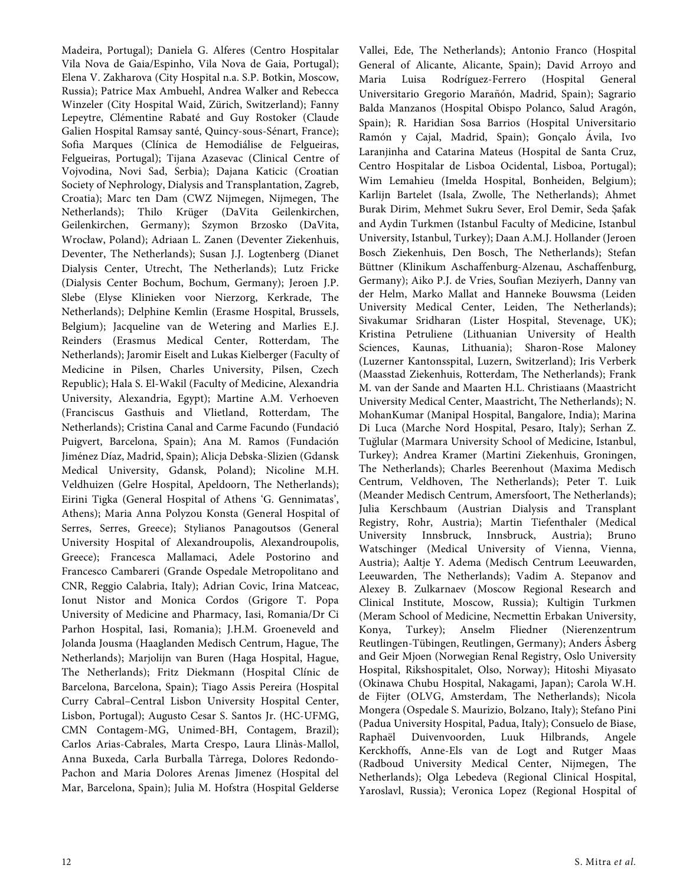Madeira, Portugal); Daniela G. Alferes (Centro Hospitalar Vila Nova de Gaia/Espinho, Vila Nova de Gaia, Portugal); Elena V. Zakharova (City Hospital n.a. S.P. Botkin, Moscow, Russia); Patrice Max Ambuehl, Andrea Walker and Rebecca Winzeler (City Hospital Waid, Zürich, Switzerland); Fanny Lepeytre, Clémentine Rabaté and Guy Rostoker (Claude Galien Hospital Ramsay santé, Quincy-sous-Sénart, France); Sofia Marques (Clínica de Hemodiálise de Felgueiras, Felgueiras, Portugal); Tijana Azasevac (Clinical Centre of Vojvodina, Novi Sad, Serbia); Dajana Katicic (Croatian Society of Nephrology, Dialysis and Transplantation, Zagreb, Croatia); Marc ten Dam (CWZ Nijmegen, Nijmegen, The Netherlands); Thilo Krüger (DaVita Geilenkirchen, Geilenkirchen, Germany); Szymon Brzosko (DaVita, Wrocław, Poland); Adriaan L. Zanen (Deventer Ziekenhuis, Deventer, The Netherlands); Susan J.J. Logtenberg (Dianet Dialysis Center, Utrecht, The Netherlands); Lutz Fricke (Dialysis Center Bochum, Bochum, Germany); Jeroen J.P. Slebe (Elyse Klinieken voor Nierzorg, Kerkrade, The Netherlands); Delphine Kemlin (Erasme Hospital, Brussels, Belgium); Jacqueline van de Wetering and Marlies E.J. Reinders (Erasmus Medical Center, Rotterdam, The Netherlands); Jaromir Eiselt and Lukas Kielberger (Faculty of Medicine in Pilsen, Charles University, Pilsen, Czech Republic); Hala S. El-Wakil (Faculty of Medicine, Alexandria University, Alexandria, Egypt); Martine A.M. Verhoeven (Franciscus Gasthuis and Vlietland, Rotterdam, The Netherlands); Cristina Canal and Carme Facundo (Fundació Puigvert, Barcelona, Spain); Ana M. Ramos (Fundación Jiménez Díaz, Madrid, Spain); Alicja Debska-Slizien (Gdansk Medical University, Gdansk, Poland); Nicoline M.H. Veldhuizen (Gelre Hospital, Apeldoorn, The Netherlands); Eirini Tigka (General Hospital of Athens 'G. Gennimatas', Athens); Maria Anna Polyzou Konsta (General Hospital of Serres, Serres, Greece); Stylianos Panagoutsos (General University Hospital of Alexandroupolis, Alexandroupolis, Greece); Francesca Mallamaci, Adele Postorino and Francesco Cambareri (Grande Ospedale Metropolitano and CNR, Reggio Calabria, Italy); Adrian Covic, Irina Matceac, Ionut Nistor and Monica Cordos (Grigore T. Popa University of Medicine and Pharmacy, Iasi, Romania/Dr Ci Parhon Hospital, Iasi, Romania); J.H.M. Groeneveld and Jolanda Jousma (Haaglanden Medisch Centrum, Hague, The Netherlands); Marjolijn van Buren (Haga Hospital, Hague, The Netherlands); Fritz Diekmann (Hospital Clínic de Barcelona, Barcelona, Spain); Tiago Assis Pereira (Hospital Curry Cabral–Central Lisbon University Hospital Center, Lisbon, Portugal); Augusto Cesar S. Santos Jr. (HC-UFMG, CMN Contagem-MG, Unimed-BH, Contagem, Brazil); Carlos Arias-Cabrales, Marta Crespo, Laura Llinàs-Mallol, Anna Buxeda, Carla Burballa Tàrrega, Dolores Redondo-Pachon and Maria Dolores Arenas Jimenez (Hospital del Mar, Barcelona, Spain); Julia M. Hofstra (Hospital Gelderse Vallei, Ede, The Netherlands); Antonio Franco (Hospital General of Alicante, Alicante, Spain); David Arroyo and Maria Luisa Rodríguez-Ferrero (Hospital General Universitario Gregorio Marañón, Madrid, Spain); Sagrario Balda Manzanos (Hospital Obispo Polanco, Salud Aragón, Spain); R. Haridian Sosa Barrios (Hospital Universitario Ramón y Cajal, Madrid, Spain); Gonçalo Ávila, Ivo Laranjinha and Catarina Mateus (Hospital de Santa Cruz, Centro Hospitalar de Lisboa Ocidental, Lisboa, Portugal); Wim Lemahieu (Imelda Hospital, Bonheiden, Belgium); Karlijn Bartelet (Isala, Zwolle, The Netherlands); Ahmet Burak Dirim, Mehmet Sukru Sever, Erol Demir, Seda Şafak and Aydin Turkmen (Istanbul Faculty of Medicine, Istanbul University, Istanbul, Turkey); Daan A.M.J. Hollander (Jeroen Bosch Ziekenhuis, Den Bosch, The Netherlands); Stefan Büttner (Klinikum Aschaffenburg-Alzenau, Aschaffenburg, Germany); Aiko P.J. de Vries, Soufian Meziyerh, Danny van der Helm, Marko Mallat and Hanneke Bouwsma (Leiden University Medical Center, Leiden, The Netherlands); Sivakumar Sridharan (Lister Hospital, Stevenage, UK); Kristina Petruliene (Lithuanian University of Health Sciences, Kaunas, Lithuania); Sharon-Rose Maloney (Luzerner Kantonsspital, Luzern, Switzerland); Iris Verberk (Maasstad Ziekenhuis, Rotterdam, The Netherlands); Frank M. van der Sande and Maarten H.L. Christiaans (Maastricht University Medical Center, Maastricht, The Netherlands); N. MohanKumar (Manipal Hospital, Bangalore, India); Marina Di Luca (Marche Nord Hospital, Pesaro, Italy); Serhan Z. Tuğlular (Marmara University School of Medicine, Istanbul, Turkey); Andrea Kramer (Martini Ziekenhuis, Groningen, The Netherlands); Charles Beerenhout (Maxima Medisch Centrum, Veldhoven, The Netherlands); Peter T. Luik (Meander Medisch Centrum, Amersfoort, The Netherlands); Julia Kerschbaum (Austrian Dialysis and Transplant Registry, Rohr, Austria); Martin Tiefenthaler (Medical University Innsbruck, Innsbruck, Austria); Bruno Watschinger (Medical University of Vienna, Vienna, Austria); Aaltje Y. Adema (Medisch Centrum Leeuwarden, Leeuwarden, The Netherlands); Vadim A. Stepanov and Alexey B. Zulkarnaev (Moscow Regional Research and Clinical Institute, Moscow, Russia); Kultigin Turkmen (Meram School of Medicine, Necmettin Erbakan University, Konya, Turkey); Anselm Fliedner (Nierenzentrum Reutlingen-Tübingen, Reutlingen, Germany); Anders Åsberg and Geir Mjoen (Norwegian Renal Registry, Oslo University Hospital, Rikshospitalet, Olso, Norway); Hitoshi Miyasato (Okinawa Chubu Hospital, Nakagami, Japan); Carola W.H. de Fijter (OLVG, Amsterdam, The Netherlands); Nicola Mongera (Ospedale S. Maurizio, Bolzano, Italy); Stefano Pini (Padua University Hospital, Padua, Italy); Consuelo de Biase, Raphaël Duivenvoorden, Luuk Hilbrands, Angele Kerckhoffs, Anne-Els van de Logt and Rutger Maas (Radboud University Medical Center, Nijmegen, The Netherlands); Olga Lebedeva (Regional Clinical Hospital, Yaroslavl, Russia); Veronica Lopez (Regional Hospital of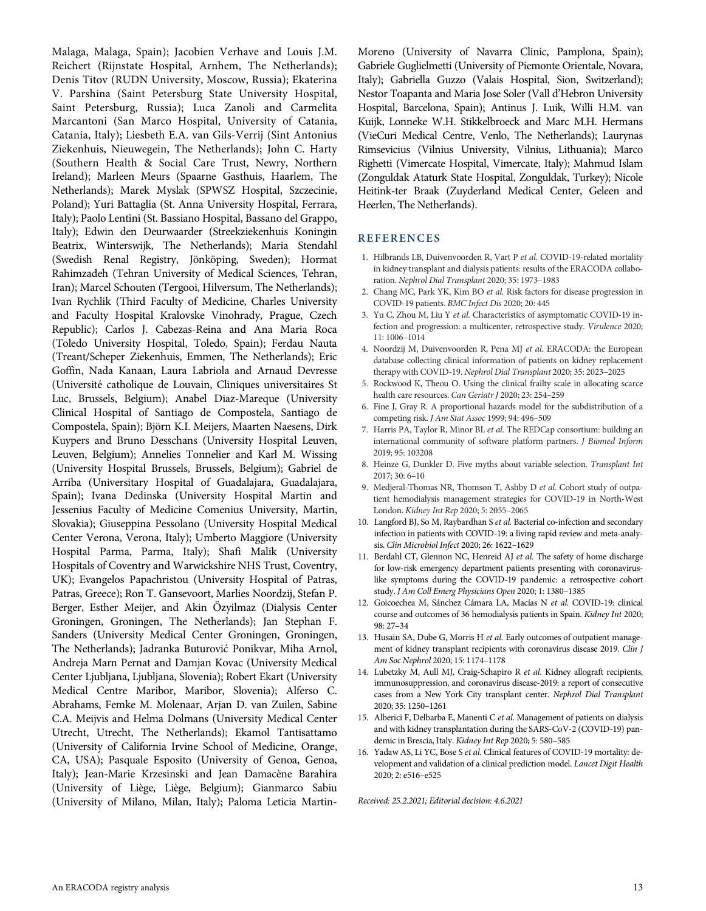Malaga, Malaga, Spain); Jacobien Verhave and Louis J.M. Reichert (Rijnstate Hospital, Arnhem, The Netherlands); Denis Titov (RUDN University, Moscow, Russia); Ekaterina V. Parshina (Saint Petersburg State University Hospital, Saint Petersburg, Russia); Luca Zanoli and Carmelita Marcantoni (San Marco Hospital, University of Catania, Catania, Italy); Liesbeth E.A. van Gils-Verrij (Sint Antonius Ziekenhuis, Nieuwegein, The Netherlands); John C. Harty (Southern Health & Social Care Trust, Newry, Northern Ireland); Marleen Meurs (Spaarne Gasthuis, Haarlem, The Netherlands); Marek Myslak (SPWSZ Hospital, Szczecinie, Poland); Yuri Battaglia (St. Anna University Hospital, Ferrara, Italy); Paolo Lentini (St. Bassiano Hospital, Bassano del Grappo, Italy); Edwin den Deurwaarder (Streekziekenhuis Koningin Beatrix, Winterswijk, The Netherlands); Maria Stendahl (Swedish Renal Registry, Jönköping, Sweden); Hormat Rahimzadeh (Tehran University of Medical Sciences, Tehran, Iran); Marcel Schouten (Tergooi, Hilversum, The Netherlands); Ivan Rychlik (Third Faculty of Medicine, Charles University and Faculty Hospital Kralovske Vinohrady, Prague, Czech Republic); Carlos J. Cabezas-Reina and Ana Maria Roca (Toledo University Hospital, Toledo, Spain); Ferdau Nauta (Treant/Scheper Ziekenhuis, Emmen, The Netherlands); Eric Goffin, Nada Kanaan, Laura Labriola and Arnaud Devresse (Université catholique de Louvain, Cliniques universitaires St Luc, Brussels, Belgium); Anabel Diaz-Mareque (University Clinical Hospital of Santiago de Compostela, Santiago de Compostela, Spain); Björn K.I. Meijers, Maarten Naesens, Dirk Kuypers and Bruno Desschans (University Hospital Leuven, Leuven, Belgium); Annelies Tonnelier and Karl M. Wissing (University Hospital Brussels, Brussels, Belgium); Gabriel de Arriba (Universitary Hospital of Guadalajara, Guadalajara, Spain); Ivana Dedinska (University Hospital Martin and Jessenius Faculty of Medicine Comenius University, Martin, Slovakia); Giuseppina Pessolano (University Hospital Medical Center Verona, Verona, Italy); Umberto Maggiore (University Hospital Parma, Parma, Italy); Shafi Malik (University Hospitals of Coventry and Warwickshire NHS Trust, Coventry, UK); Evangelos Papachristou (University Hospital of Patras, Patras, Greece); Ron T. Gansevoort, Marlies Noordzij, Stefan P. Berger, Esther Meijer, and Akin Özyilmaz (Dialysis Center Groningen, Groningen, The Netherlands); Jan Stephan F. Sanders (University Medical Center Groningen, Groningen, The Netherlands); Jadranka Buturović Ponikvar, Miha Arnol, Andreja Marn Pernat and Damjan Kovac (University Medical Center Ljubljana, Ljubljana, Slovenia); Robert Ekart (University Medical Centre Maribor, Maribor, Slovenia); Alferso C. Abrahams, Femke M. Molenaar, Arjan D. van Zuilen, Sabine C.A. Meijvis and Helma Dolmans (University Medical Center Utrecht, Utrecht, The Netherlands); Ekamol Tantisattamo (University of California Irvine School of Medicine, Orange, CA, USA); Pasquale Esposito (University of Genoa, Genoa, Italy); Jean-Marie Krzesinski and Jean Damacène Barahira (University of Liège, Liège, Belgium); Gianmarco Sabiu (University of Milano, Milan, Italy); Paloma Leticia Martin-Moreno (University of Navarra Clinic, Pamplona, Spain); Gabriele Guglielmetti (University of Piemonte Orientale, Novara, Italy); Gabriella Guzzo (Valais Hospital, Sion, Switzerland); Nestor Toapanta and Maria Jose Soler (Vall d'Hebron University Hospital, Barcelona, Spain); Antinus J. Luik, Willi H.M. van Kuijk, Lonneke W.H. Stikkelbroeck and Marc M.H. Hermans (VieCuri Medical Centre, Venlo, The Netherlands); Laurynas Rimsevicius (Vilnius University, Vilnius, Lithuania); Marco Righetti (Vimercate Hospital, Vimercate, Italy); Mahmud Islam (Zonguldak Ataturk State Hospital, Zonguldak, Turkey); Nicole Heitink-ter Braak (Zuyderland Medical Center, Geleen and Heerlen, The Netherlands).

## REFERENCES

1. Hilbrands LB, Duivenvoorden R, Vart P *et al.* COVID-19-related mortality in kidney transplant and dialysis patients: results of the ERACODA collaboration. *Nephrol Dial Transplant* 2020; 35: 1973–1983
2. Chang MC, Park YK, Kim BO *et al.* Risk factors for disease progression in COVID-19 patients. *BMC Infect Dis* 2020; 20: 445
3. Yu C, Zhou M, Liu Y *et al.* Characteristics of asymptomatic COVID-19 infection and progression: a multicenter, retrospective study. *Virulence* 2020; 11: 1006–1014
4. Noordzij M, Duivenvoorden R, Pena MJ *et al.* ERACODA: the European database collecting clinical information of patients on kidney replacement therapy with COVID-19. *Nephrol Dial Transplant* 2020; 35: 2023–2025
5. Rockwood K, Theou O. Using the clinical frailty scale in allocating scarce health care resources. *Can Geriatr J* 2020; 23: 254–259
6. Fine J, Gray R. A proportional hazards model for the subdistribution of a competing risk. *J Am Stat Assoc* 1999; 94: 496–509
7. Harris PA, Taylor R, Minor BL *et al.* The REDCap consortium: building an international community of software platform partners. *J Biomed Inform* 2019; 95: 103208
8. Heinze G, Dunkler D. Five myths about variable selection. *Transplant Int* 2017; 30: 6–10
9. Medjeral-Thomas NR, Thomson T, Ashby D *et al.* Cohort study of outpatient hemodialysis management strategies for COVID-19 in North-West London. *Kidney Int Rep* 2020; 5: 2055–2065
10. Langford BJ, So M, Raybardhan S *et al.* Bacterial co-infection and secondary infection in patients with COVID-19: a living rapid review and meta-analysis. *Clin Microbiol Infect* 2020; 26: 1622–1629
11. Berdahl CT, Glennon NC, Henreid AJ *et al.* The safety of home discharge for low-risk emergency department patients presenting with coronavirus-like symptoms during the COVID-19 pandemic: a retrospective cohort study. *J Am Coll Emerg Physicians Open* 2020; 1: 1380–1385
12. Goicoechea M, Sánchez Cámara LA, Macías N *et al.* COVID-19: clinical course and outcomes of 36 hemodialysis patients in Spain. *Kidney Int* 2020; 98: 27–34
13. Husain SA, Dube G, Morris H *et al.* Early outcomes of outpatient management of kidney transplant recipients with coronavirus disease 2019. *Clin J Am Soc Nephrol* 2020; 15: 1174–1178
14. Lubetzky M, Aull MJ, Craig-Schapiro R *et al.* Kidney allograft recipients, immunosuppression, and coronavirus disease-2019: a report of consecutive cases from a New York City transplant center. *Nephrol Dial Transplant* 2020; 35: 1250–1261
15. Alberici F, Delbarba E, Manenti C *et al.* Management of patients on dialysis and with kidney transplantation during the SARS-CoV-2 (COVID-19) pandemic in Brescia, Italy. *Kidney Int Rep* 2020; 5: 580–585
16. Yadaw AS, Li YC, Bose S *et al.* Clinical features of COVID-19 mortality: development and validation of a clinical prediction model. *Lancet Digit Health* 2020; 2: e516–e525

*Received: 25.2.2021; Editorial decision: 4.6.2021*